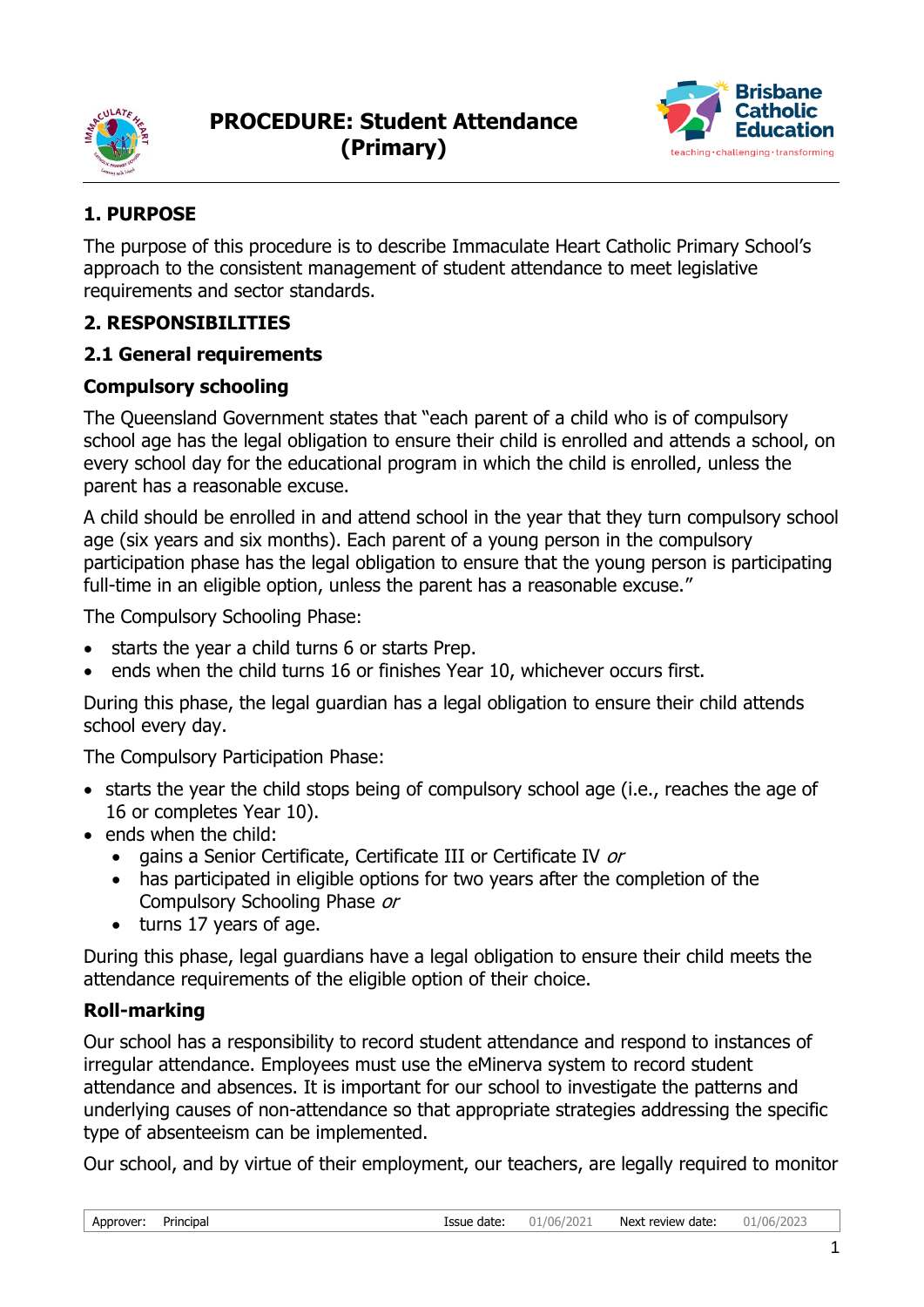# PROCEDURE: Student Attendance (Primary)

## 1. PURPOSE

The purpose of this procedure is to describe Immaculate Heart Catholic Primary School's approach to the consistent management of student attendance to meet legislative requirements and sector standards.

## 2. RESPONSIBILITIES

### 2.1 General requirements

**Compulsory schooling**

The Queensland Government states that "each parent of a child who is of compulsory school age has the legal obligation to ensure their child is enrolled and attends a school, on every school day for the educational program in which the child is enrolled, unless the parent has a reasonable excuse.

A child should be enrolled in and attend school in the year that they turn compulsory school age (six years and six months). Each parent of a young person in the compulsory participation phase has the legal obligation to ensure that the young person is participating full-time in an eligible option, unless the parent has a reasonable excuse."

The Compulsory Schooling Phase:

- starts the year a child turns 6 or starts Prep.
- ends when the child turns 16 or finishes Year 10, whichever occurs first.

During this phase, the legal guardian has a legal obligation to ensure their child attends school every day.

The Compulsory Participation Phase:

- starts the year the child stops being of compulsory school age (i.e., reaches the age of 16 or completes Year 10).
- ends when the child:
  - gains a Senior Certificate, Certificate III or Certificate IV *or*
  - has participated in eligible options for two years after the completion of the Compulsory Schooling Phase *or*
  - turns 17 years of age.

During this phase, legal guardians have a legal obligation to ensure their child meets the attendance requirements of the eligible option of their choice.

**Roll-marking**

Our school has a responsibility to record student attendance and respond to instances of irregular attendance. Employees must use the eMinerva system to record student attendance and absences. It is important for our school to investigate the patterns and underlying causes of non-attendance so that appropriate strategies addressing the specific type of absenteeism can be implemented.

Our school, and by virtue of their employment, our teachers, are legally required to monitor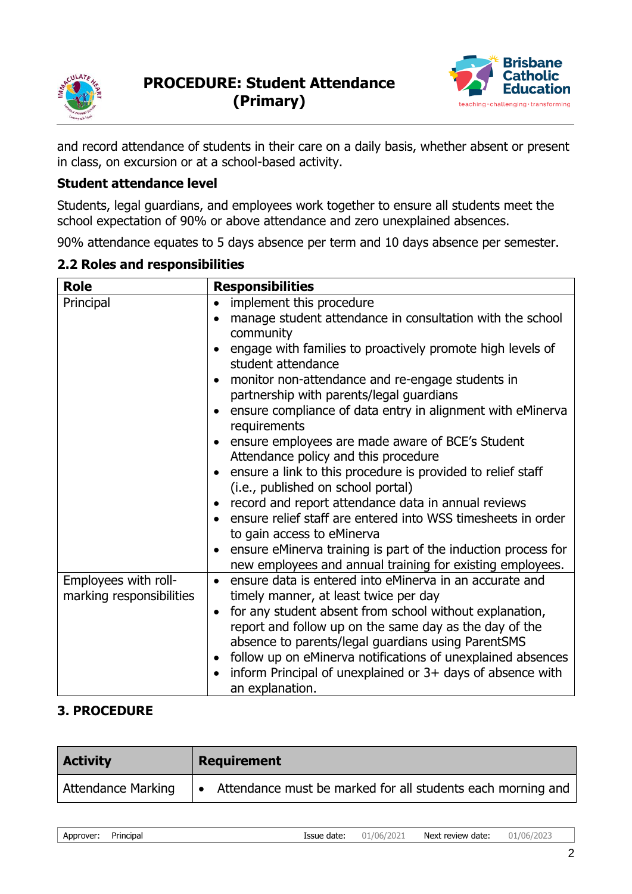and record attendance of students in their care on a daily basis, whether absent or present in class, on excursion or at a school-based activity.

**Student attendance level**

Students, legal guardians, and employees work together to ensure all students meet the school expectation of 90% or above attendance and zero unexplained absences.

90% attendance equates to 5 days absence per term and 10 days absence per semester.

## 2.2 Roles and responsibilities

| Role | Responsibilities |
|---|---|
| Principal | • implement this procedure<br>• manage student attendance in consultation with the school community<br>• engage with families to proactively promote high levels of student attendance<br>• monitor non-attendance and re-engage students in partnership with parents/legal guardians<br>• ensure compliance of data entry in alignment with eMinerva requirements<br>• ensure employees are made aware of BCE's Student Attendance policy and this procedure<br>• ensure a link to this procedure is provided to relief staff (i.e., published on school portal)<br>• record and report attendance data in annual reviews<br>• ensure relief staff are entered into WSS timesheets in order to gain access to eMinerva<br>• ensure eMinerva training is part of the induction process for new employees and annual training for existing employees. |
| Employees with roll-marking responsibilities | • ensure data is entered into eMinerva in an accurate and timely manner, at least twice per day<br>• for any student absent from school without explanation, report and follow up on the same day as the day of the absence to parents/legal guardians using ParentSMS<br>• follow up on eMinerva notifications of unexplained absences<br>• inform Principal of unexplained or 3+ days of absence with an explanation. |

## 3. PROCEDURE

| Activity | Requirement |
|---|---|
| Attendance Marking | • Attendance must be marked for all students each morning and |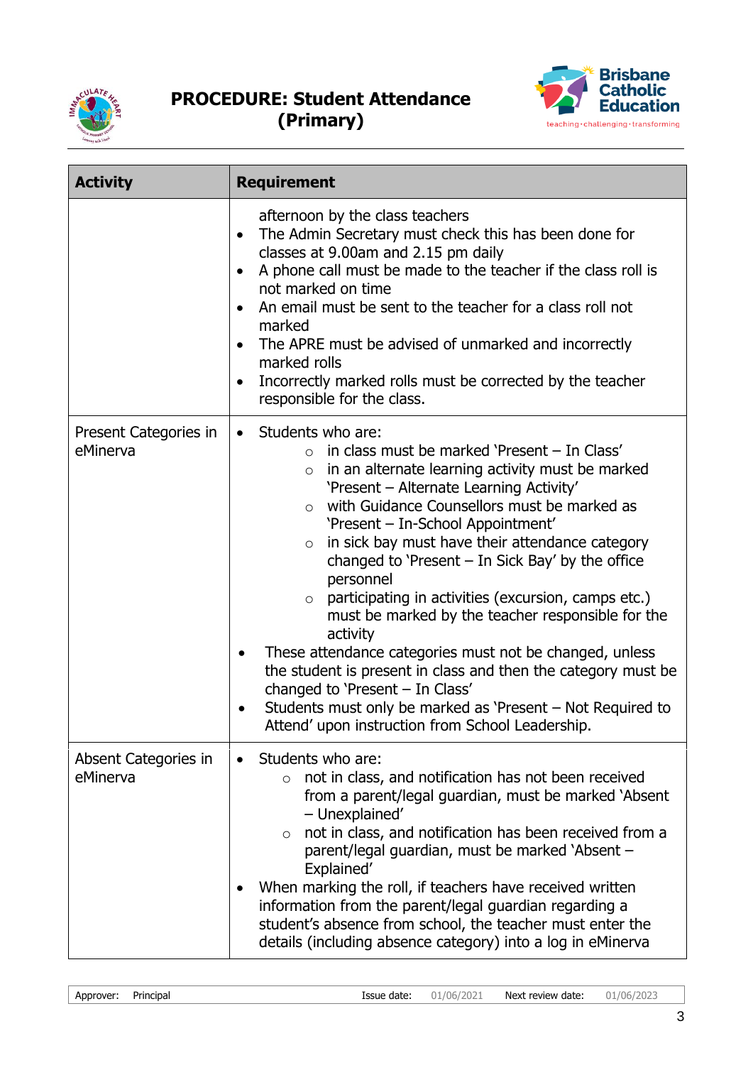| Activity | Requirement |
|---|---|
| | afternoon by the class teachers<br>• The Admin Secretary must check this has been done for classes at 9.00am and 2.15 pm daily<br>• A phone call must be made to the teacher if the class roll is not marked on time<br>• An email must be sent to the teacher for a class roll not marked<br>• The APRE must be advised of unmarked and incorrectly marked rolls<br>• Incorrectly marked rolls must be corrected by the teacher responsible for the class. |
| Present Categories in eMinerva | • Students who are:<br>&nbsp;&nbsp;&nbsp;&nbsp;○ in class must be marked 'Present – In Class'<br>&nbsp;&nbsp;&nbsp;&nbsp;○ in an alternate learning activity must be marked 'Present – Alternate Learning Activity'<br>&nbsp;&nbsp;&nbsp;&nbsp;○ with Guidance Counsellors must be marked as 'Present – In-School Appointment'<br>&nbsp;&nbsp;&nbsp;&nbsp;○ in sick bay must have their attendance category changed to 'Present – In Sick Bay' by the office personnel<br>&nbsp;&nbsp;&nbsp;&nbsp;○ participating in activities (excursion, camps etc.) must be marked by the teacher responsible for the activity<br>• These attendance categories must not be changed, unless the student is present in class and then the category must be changed to 'Present – In Class'<br>• Students must only be marked as 'Present – Not Required to Attend' upon instruction from School Leadership. |
| Absent Categories in eMinerva | • Students who are:<br>&nbsp;&nbsp;&nbsp;&nbsp;○ not in class, and notification has not been received from a parent/legal guardian, must be marked 'Absent – Unexplained'<br>&nbsp;&nbsp;&nbsp;&nbsp;○ not in class, and notification has been received from a parent/legal guardian, must be marked 'Absent – Explained'<br>• When marking the roll, if teachers have received written information from the parent/legal guardian regarding a student's absence from school, the teacher must enter the details (including absence category) into a log in eMinerva |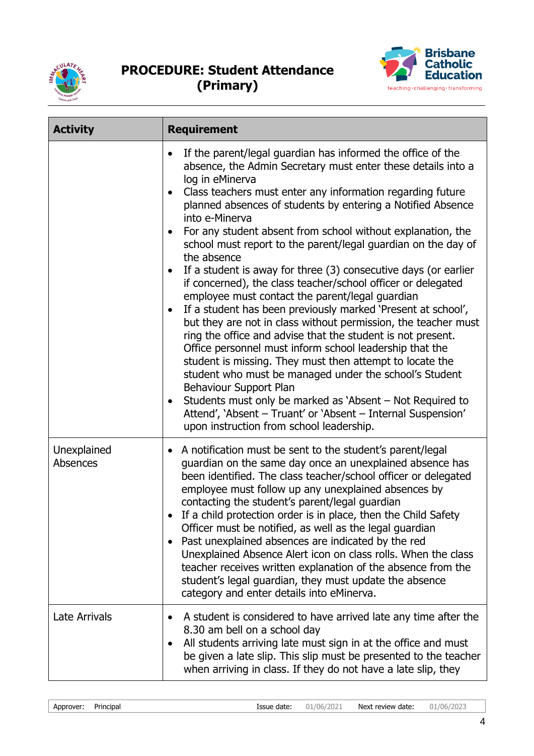| Activity | Requirement |
| --- | --- |
| | • If the parent/legal guardian has informed the office of the absence, the Admin Secretary must enter these details into a log in eMinerva<br>• Class teachers must enter any information regarding future planned absences of students by entering a Notified Absence into e-Minerva<br>• For any student absent from school without explanation, the school must report to the parent/legal guardian on the day of the absence<br>• If a student is away for three (3) consecutive days (or earlier if concerned), the class teacher/school officer or delegated employee must contact the parent/legal guardian<br>• If a student has been previously marked 'Present at school', but they are not in class without permission, the teacher must ring the office and advise that the student is not present. Office personnel must inform school leadership that the student is missing. They must then attempt to locate the student who must be managed under the school's Student Behaviour Support Plan<br>• Students must only be marked as 'Absent – Not Required to Attend', 'Absent – Truant' or 'Absent – Internal Suspension' upon instruction from school leadership. |
| Unexplained Absences | • A notification must be sent to the student's parent/legal guardian on the same day once an unexplained absence has been identified. The class teacher/school officer or delegated employee must follow up any unexplained absences by contacting the student's parent/legal guardian<br>• If a child protection order is in place, then the Child Safety Officer must be notified, as well as the legal guardian<br>• Past unexplained absences are indicated by the red Unexplained Absence Alert icon on class rolls. When the class teacher receives written explanation of the absence from the student's legal guardian, they must update the absence category and enter details into eMinerva. |
| Late Arrivals | • A student is considered to have arrived late any time after the 8.30 am bell on a school day<br>• All students arriving late must sign in at the office and must be given a late slip. This slip must be presented to the teacher when arriving in class. If they do not have a late slip, they |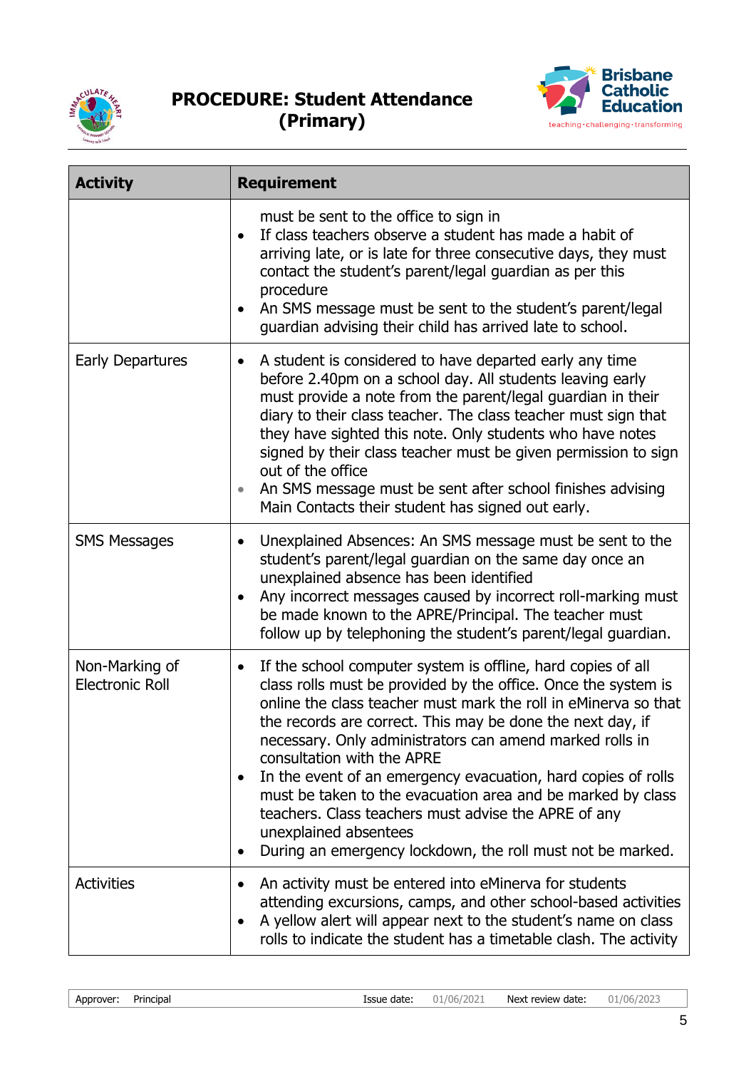| Activity | Requirement |
|---|---|
| | must be sent to the office to sign in<br>• If class teachers observe a student has made a habit of arriving late, or is late for three consecutive days, they must contact the student's parent/legal guardian as per this procedure<br>• An SMS message must be sent to the student's parent/legal guardian advising their child has arrived late to school. |
| Early Departures | • A student is considered to have departed early any time before 2.40pm on a school day. All students leaving early must provide a note from the parent/legal guardian in their diary to their class teacher. The class teacher must sign that they have sighted this note. Only students who have notes signed by their class teacher must be given permission to sign out of the office<br>• An SMS message must be sent after school finishes advising Main Contacts their student has signed out early. |
| SMS Messages | • Unexplained Absences: An SMS message must be sent to the student's parent/legal guardian on the same day once an unexplained absence has been identified<br>• Any incorrect messages caused by incorrect roll-marking must be made known to the APRE/Principal. The teacher must follow up by telephoning the student's parent/legal guardian. |
| Non-Marking of Electronic Roll | • If the school computer system is offline, hard copies of all class rolls must be provided by the office. Once the system is online the class teacher must mark the roll in eMinerva so that the records are correct. This may be done the next day, if necessary. Only administrators can amend marked rolls in consultation with the APRE<br>• In the event of an emergency evacuation, hard copies of rolls must be taken to the evacuation area and be marked by class teachers. Class teachers must advise the APRE of any unexplained absentees<br>• During an emergency lockdown, the roll must not be marked. |
| Activities | • An activity must be entered into eMinerva for students attending excursions, camps, and other school-based activities<br>• A yellow alert will appear next to the student's name on class rolls to indicate the student has a timetable clash. The activity |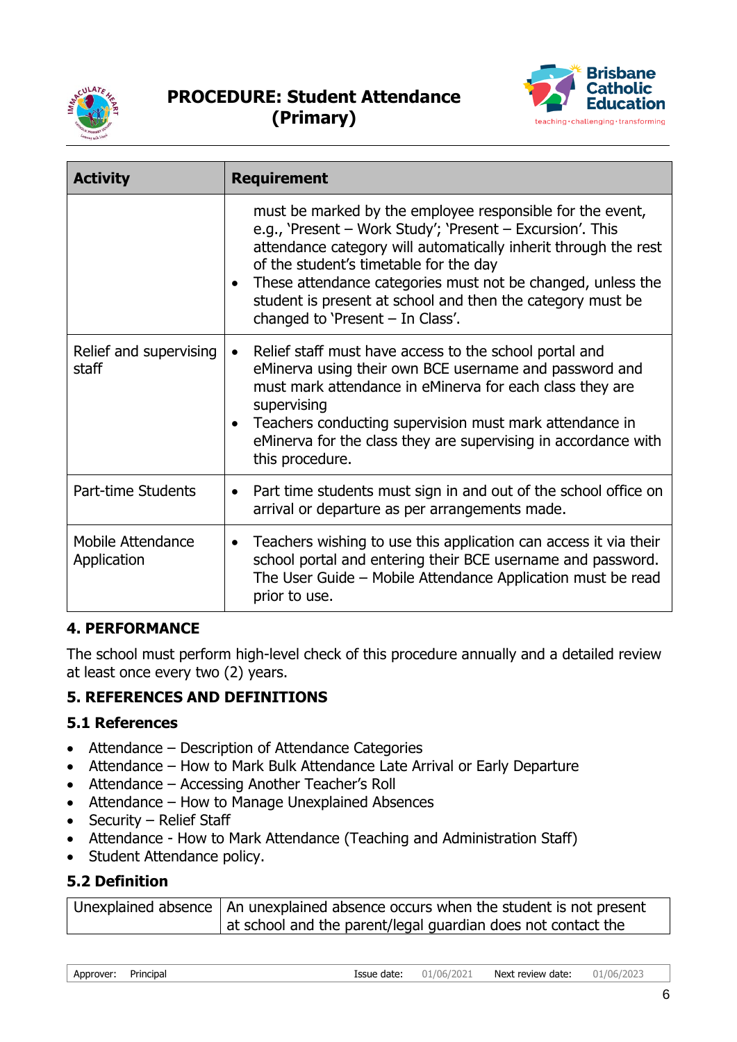| Activity | Requirement |
|---|---|
| | must be marked by the employee responsible for the event, e.g., 'Present – Work Study'; 'Present – Excursion'. This attendance category will automatically inherit through the rest of the student's timetable for the day<br>• These attendance categories must not be changed, unless the student is present at school and then the category must be changed to 'Present – In Class'. |
| Relief and supervising staff | • Relief staff must have access to the school portal and eMinerva using their own BCE username and password and must mark attendance in eMinerva for each class they are supervising<br>• Teachers conducting supervision must mark attendance in eMinerva for the class they are supervising in accordance with this procedure. |
| Part-time Students | • Part time students must sign in and out of the school office on arrival or departure as per arrangements made. |
| Mobile Attendance Application | • Teachers wishing to use this application can access it via their school portal and entering their BCE username and password. The User Guide – Mobile Attendance Application must be read prior to use. |

## 4. PERFORMANCE

The school must perform high-level check of this procedure annually and a detailed review at least once every two (2) years.

## 5. REFERENCES AND DEFINITIONS

### 5.1 References

- Attendance – Description of Attendance Categories
- Attendance – How to Mark Bulk Attendance Late Arrival or Early Departure
- Attendance – Accessing Another Teacher's Roll
- Attendance – How to Manage Unexplained Absences
- Security – Relief Staff
- Attendance - How to Mark Attendance (Teaching and Administration Staff)
- Student Attendance policy.

### 5.2 Definition

| Unexplained absence | An unexplained absence occurs when the student is not present at school and the parent/legal guardian does not contact the |
|---|---|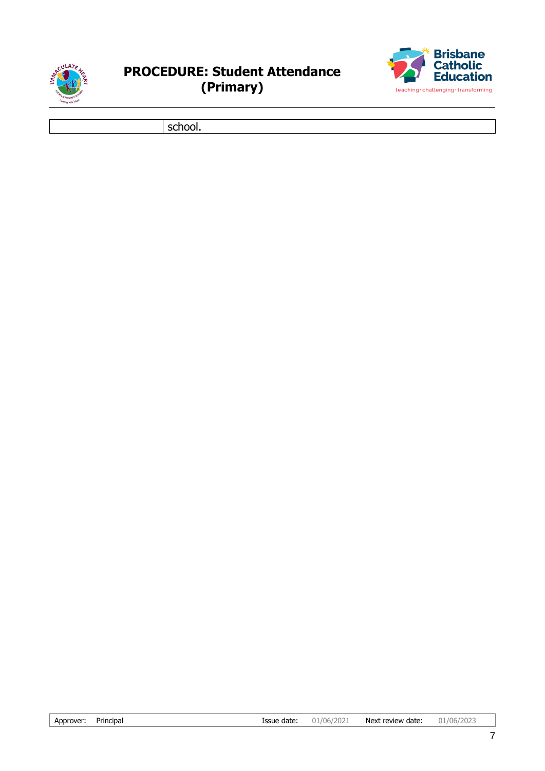| | |
|---|---|
| | school. |